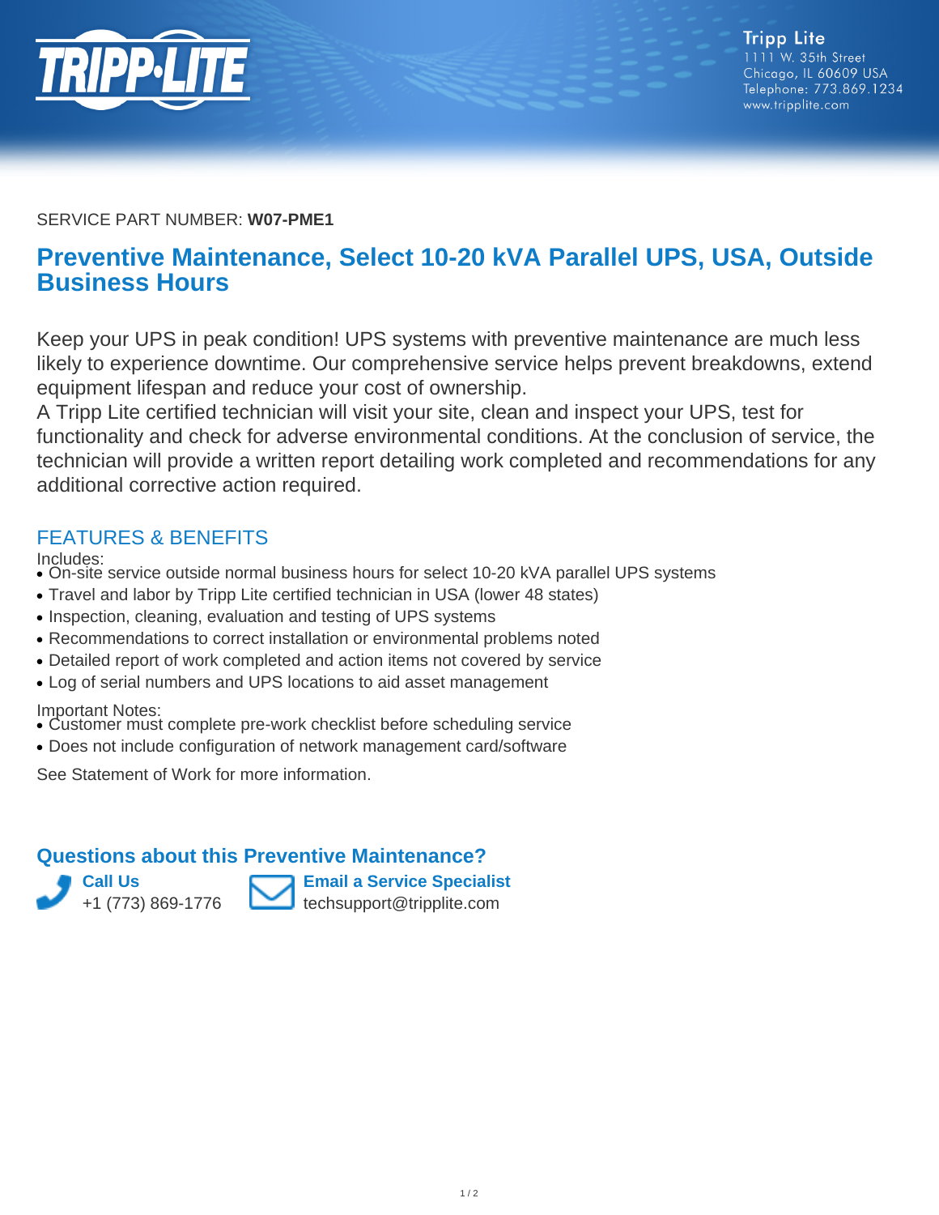Tripp Lite
1111 W. 35th Street
Chicago, IL 60609 USA
Telephone: 773.869.1234
www.tripplite.com

SERVICE PART NUMBER: **W07-PME1**

# Preventive Maintenance, Select 10-20 kVA Parallel UPS, USA, Outside Business Hours

Keep your UPS in peak condition! UPS systems with preventive maintenance are much less likely to experience downtime. Our comprehensive service helps prevent breakdowns, extend equipment lifespan and reduce your cost of ownership.
A Tripp Lite certified technician will visit your site, clean and inspect your UPS, test for functionality and check for adverse environmental conditions. At the conclusion of service, the technician will provide a written report detailing work completed and recommendations for any additional corrective action required.

## FEATURES & BENEFITS

Includes:

- On-site service outside normal business hours for select 10-20 kVA parallel UPS systems
- Travel and labor by Tripp Lite certified technician in USA (lower 48 states)
- Inspection, cleaning, evaluation and testing of UPS systems
- Recommendations to correct installation or environmental problems noted
- Detailed report of work completed and action items not covered by service
- Log of serial numbers and UPS locations to aid asset management

Important Notes:

- Customer must complete pre-work checklist before scheduling service
- Does not include configuration of network management card/software

See Statement of Work for more information.

## Questions about this Preventive Maintenance?

**Call Us**
+1 (773) 869-1776

**Email a Service Specialist**
techsupport@tripplite.com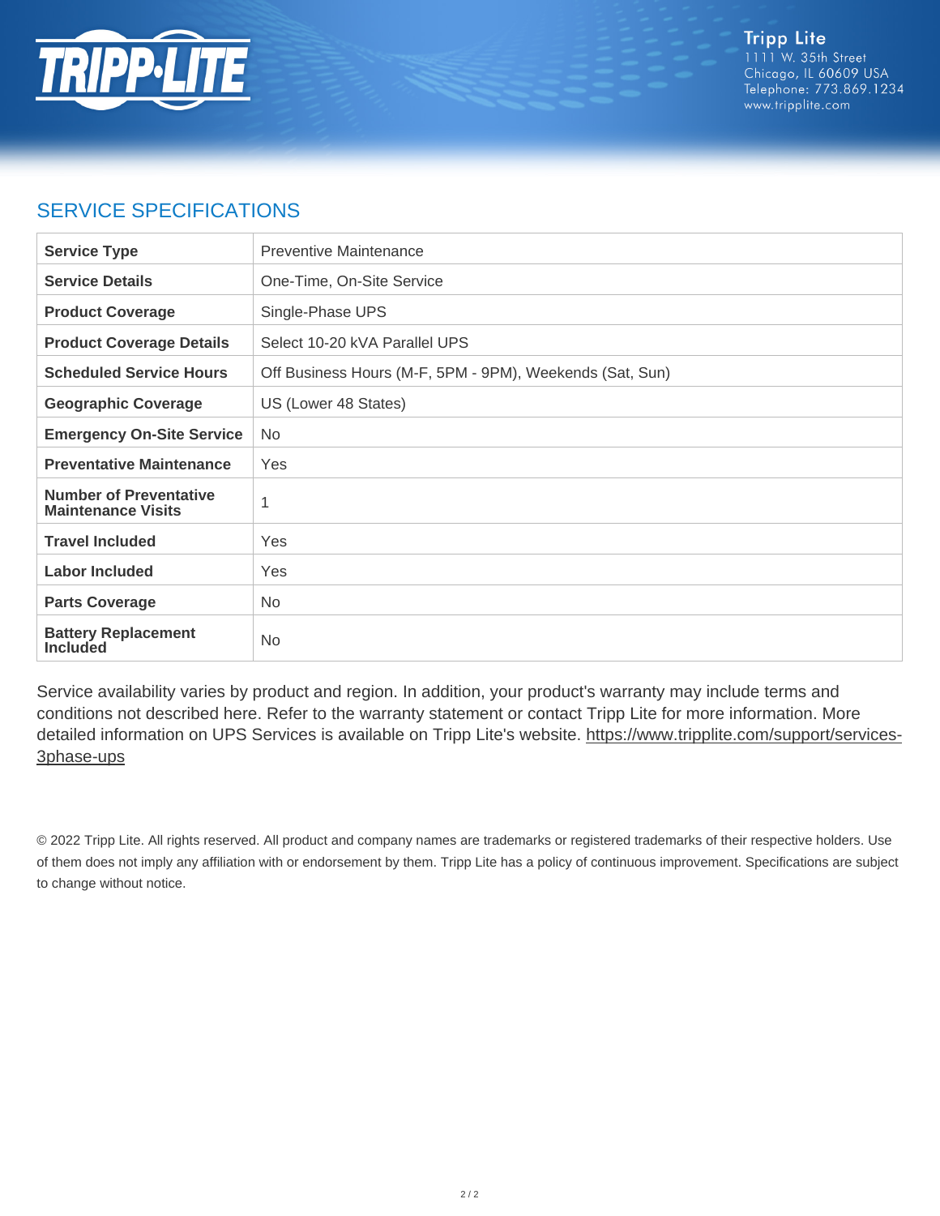Tripp Lite
1111 W. 35th Street
Chicago, IL 60609 USA
Telephone: 773.869.1234
www.tripplite.com

## SERVICE SPECIFICATIONS

| | |
|---|---|
| **Service Type** | Preventive Maintenance |
| **Service Details** | One-Time, On-Site Service |
| **Product Coverage** | Single-Phase UPS |
| **Product Coverage Details** | Select 10-20 kVA Parallel UPS |
| **Scheduled Service Hours** | Off Business Hours (M-F, 5PM - 9PM), Weekends (Sat, Sun) |
| **Geographic Coverage** | US (Lower 48 States) |
| **Emergency On-Site Service** | No |
| **Preventative Maintenance** | Yes |
| **Number of Preventative Maintenance Visits** | 1 |
| **Travel Included** | Yes |
| **Labor Included** | Yes |
| **Parts Coverage** | No |
| **Battery Replacement Included** | No |

Service availability varies by product and region. In addition, your product's warranty may include terms and conditions not described here. Refer to the warranty statement or contact Tripp Lite for more information. More detailed information on UPS Services is available on Tripp Lite's website. https://www.tripplite.com/support/services-3phase-ups

© 2022 Tripp Lite. All rights reserved. All product and company names are trademarks or registered trademarks of their respective holders. Use of them does not imply any affiliation with or endorsement by them. Tripp Lite has a policy of continuous improvement. Specifications are subject to change without notice.